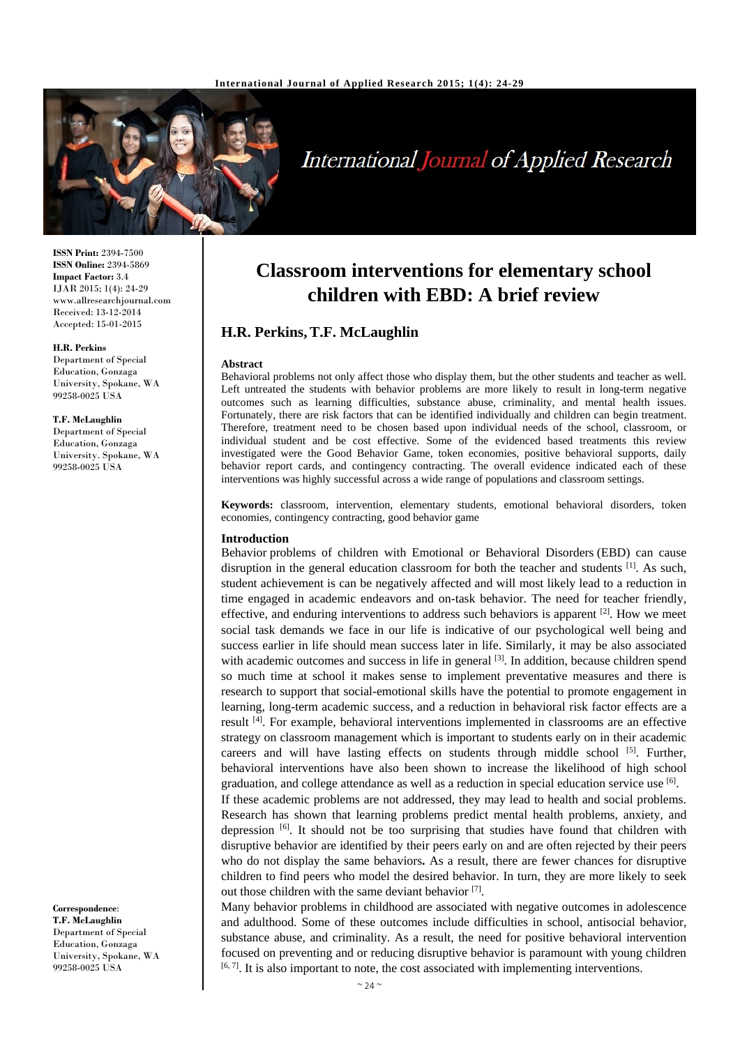ISSN Print: 2394-7500
ISSN Online: 2394-5869
Impact Factor: 3.4
IJAR 2015; 1(4): 24-29
www.allresearchjournal.com
Received: 13-12-2014
Accepted: 15-01-2015

**H.R. Perkins**
Department of Special Education, Gonzaga University, Spokane, WA 99258-0025 USA

**T.F. McLaughlin**
Department of Special Education, Gonzaga University. Spokane, WA 99258-0025 USA

**Correspondence**:
**T.F. McLaughlin**
Department of Special Education, Gonzaga University, Spokane, WA 99258-0025 USA

# Classroom interventions for elementary school children with EBD: A brief review

**H.R. Perkins, T.F. McLaughlin**

### Abstract

Behavioral problems not only affect those who display them, but the other students and teacher as well. Left untreated the students with behavior problems are more likely to result in long-term negative outcomes such as learning difficulties, substance abuse, criminality, and mental health issues. Fortunately, there are risk factors that can be identified individually and children can begin treatment. Therefore, treatment need to be chosen based upon individual needs of the school, classroom, or individual student and be cost effective. Some of the evidenced based treatments this review investigated were the Good Behavior Game, token economies, positive behavioral supports, daily behavior report cards, and contingency contracting. The overall evidence indicated each of these interventions was highly successful across a wide range of populations and classroom settings.

**Keywords:** classroom, intervention, elementary students, emotional behavioral disorders, token economies, contingency contracting, good behavior game

### Introduction

Behavior problems of children with Emotional or Behavioral Disorders (EBD) can cause disruption in the general education classroom for both the teacher and students [1]. As such, student achievement is can be negatively affected and will most likely lead to a reduction in time engaged in academic endeavors and on-task behavior. The need for teacher friendly, effective, and enduring interventions to address such behaviors is apparent [2]. How we meet social task demands we face in our life is indicative of our psychological well being and success earlier in life should mean success later in life. Similarly, it may be also associated with academic outcomes and success in life in general [3]. In addition, because children spend so much time at school it makes sense to implement preventative measures and there is research to support that social-emotional skills have the potential to promote engagement in learning, long-term academic success, and a reduction in behavioral risk factor effects are a result [4]. For example, behavioral interventions implemented in classrooms are an effective strategy on classroom management which is important to students early on in their academic careers and will have lasting effects on students through middle school [5]. Further, behavioral interventions have also been shown to increase the likelihood of high school graduation, and college attendance as well as a reduction in special education service use [6].

If these academic problems are not addressed, they may lead to health and social problems. Research has shown that learning problems predict mental health problems, anxiety, and depression [6]. It should not be too surprising that studies have found that children with disruptive behavior are identified by their peers early on and are often rejected by their peers who do not display the same behaviors**.** As a result, there are fewer chances for disruptive children to find peers who model the desired behavior. In turn, they are more likely to seek out those children with the same deviant behavior [7].

Many behavior problems in childhood are associated with negative outcomes in adolescence and adulthood. Some of these outcomes include difficulties in school, antisocial behavior, substance abuse, and criminality. As a result, the need for positive behavioral intervention focused on preventing and or reducing disruptive behavior is paramount with young children [6, 7]. It is also important to note, the cost associated with implementing interventions.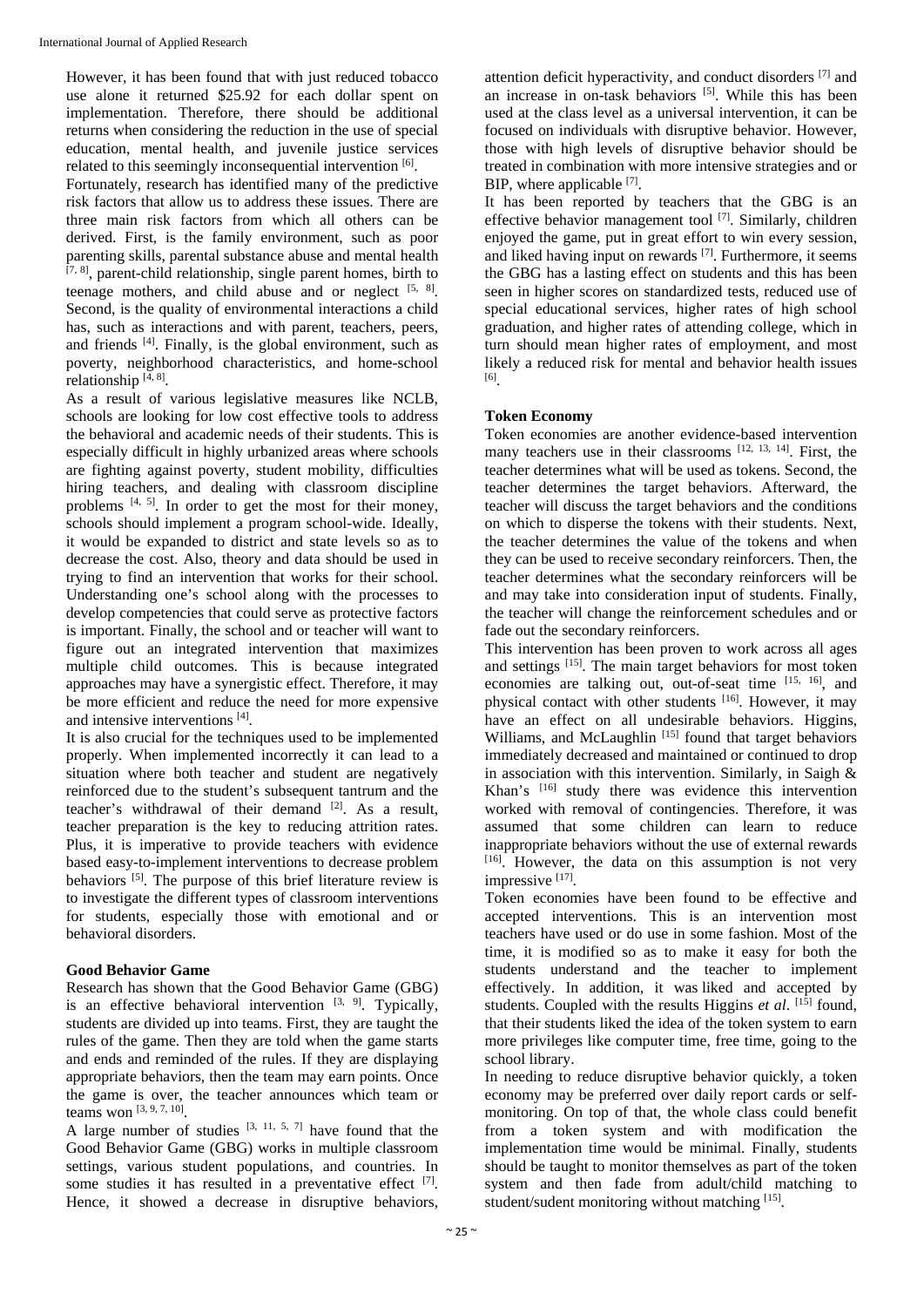However, it has been found that with just reduced tobacco use alone it returned $25.92 for each dollar spent on implementation. Therefore, there should be additional returns when considering the reduction in the use of special education, mental health, and juvenile justice services related to this seemingly inconsequential intervention [6].

Fortunately, research has identified many of the predictive risk factors that allow us to address these issues. There are three main risk factors from which all others can be derived. First, is the family environment, such as poor parenting skills, parental substance abuse and mental health [7, 8], parent-child relationship, single parent homes, birth to teenage mothers, and child abuse and or neglect [5, 8]. Second, is the quality of environmental interactions a child has, such as interactions and with parent, teachers, peers, and friends [4]. Finally, is the global environment, such as poverty, neighborhood characteristics, and home-school relationship [4, 8].

As a result of various legislative measures like NCLB, schools are looking for low cost effective tools to address the behavioral and academic needs of their students. This is especially difficult in highly urbanized areas where schools are fighting against poverty, student mobility, difficulties hiring teachers, and dealing with classroom discipline problems [4, 5]. In order to get the most for their money, schools should implement a program school-wide. Ideally, it would be expanded to district and state levels so as to decrease the cost. Also, theory and data should be used in trying to find an intervention that works for their school. Understanding one's school along with the processes to develop competencies that could serve as protective factors is important. Finally, the school or teacher will want to figure out an integrated intervention that maximizes multiple child outcomes. This is because integrated approaches may have a synergistic effect. Therefore, it may be more efficient and reduce the need for more expensive and intensive interventions [4].

It is also crucial for the techniques used to be implemented properly. When implemented incorrectly it can lead to a situation where both teacher and student are negatively reinforced due to the student's subsequent tantrum and the teacher's withdrawal of their demand [2]. As a result, teacher preparation is the key to reducing attrition rates. Plus, it is imperative to provide teachers with evidence based easy-to-implement interventions to decrease problem behaviors [5]. The purpose of this brief literature review is to investigate the different types of classroom interventions for students, especially those with emotional and or behavioral disorders.

## Good Behavior Game

Research has shown that the Good Behavior Game (GBG) is an effective behavioral intervention [3, 9]. Typically, students are divided up into teams. First, they are taught the rules of the game. Then they are told when the game starts and ends and reminded of the rules. If they are displaying appropriate behaviors, then the team may earn points. Once the game is over, the teacher announces which team or teams won [3, 9, 7, 10].

A large number of studies [3, 11, 5, 7] have found that the Good Behavior Game (GBG) works in multiple classroom settings, various student populations, and countries. In some studies it has resulted in a preventative effect [7]. Hence, it showed a decrease in disruptive behaviors, attention deficit hyperactivity, and conduct disorders [7] and an increase in on-task behaviors [5]. While this has been used at the class level as a universal intervention, it can be focused on individuals with disruptive behavior. However, those with high levels of disruptive behavior should be treated in combination with more intensive strategies and or BIP, where applicable [7].

It has been reported by teachers that the GBG is an effective behavior management tool [7]. Similarly, children enjoyed the game, put in great effort to win every session, and liked having input on rewards [7]. Furthermore, it seems the GBG has a lasting effect on students and this has been seen in higher scores on standardized tests, reduced use of special educational services, higher rates of high school graduation, and higher rates of attending college, which in turn should mean higher rates of employment, and most likely a reduced risk for mental and behavior health issues [6].

## Token Economy

Token economies are another evidence-based intervention many teachers use in their classrooms [12, 13, 14]. First, the teacher determines what will be used as tokens. Second, the teacher determines the target behaviors. Afterward, the teacher will discuss the target behaviors and the conditions on which to disperse the tokens with their students. Next, the teacher determines the value of the tokens and when they can be used to receive secondary reinforcers. Then, the teacher determines what the secondary reinforcers will be and may take into consideration input of students. Finally, the teacher will change the reinforcement schedules and or fade out the secondary reinforcers.

This intervention has been proven to work across all ages and settings [15]. The main target behaviors for most token economies are talking out, out-of-seat time [15, 16], and physical contact with other students [16]. However, it may have an effect on all undesirable behaviors. Higgins, Williams, and McLaughlin [15] found that target behaviors immediately decreased and maintained or continued to drop in association with this intervention. Similarly, in Saigh & Khan's [16] study there was evidence this intervention worked with removal of contingencies. Therefore, it was assumed that some children can learn to reduce inappropriate behaviors without the use of external rewards [16]. However, the data on this assumption is not very impressive [17].

Token economies have been found to be effective and accepted interventions. This is an intervention most teachers have used or do use in some fashion. Most of the time, it is modified so as to make it easy for both the students understand and the teacher to implement effectively. In addition, it was liked and accepted by students. Coupled with the results Higgins *et al*. [15] found, that their students liked the idea of the token system to earn more privileges like computer time, free time, going to the school library.

In needing to reduce disruptive behavior quickly, a token economy may be preferred over daily report cards or self-monitoring. On top of that, the whole class could benefit from a token system and with modification the implementation time would be minimal. Finally, students should be taught to monitor themselves as part of the token system and then fade from adult/child matching to student/sudent monitoring without matching [15].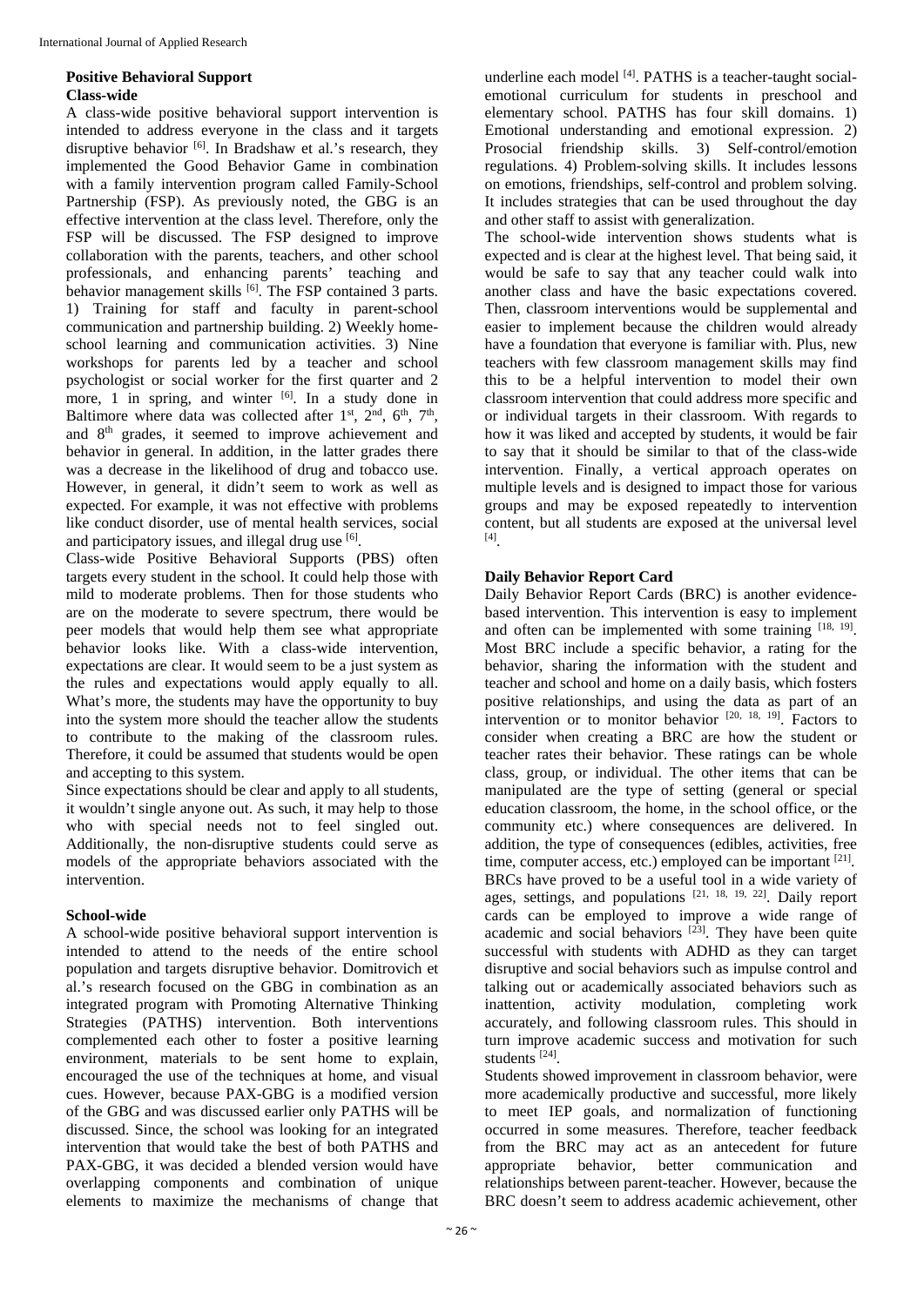## Positive Behavioral Support

### Class-wide

A class-wide positive behavioral support intervention is intended to address everyone in the class and it targets disruptive behavior [6]. In Bradshaw et al.'s research, they implemented the Good Behavior Game in combination with a family intervention program called Family-School Partnership (FSP). As previously noted, the GBG is an effective intervention at the class level. Therefore, only the FSP will be discussed. The FSP designed to improve collaboration with the parents, teachers, and other school professionals, and enhancing parents' teaching and behavior management skills [6]. The FSP contained 3 parts. 1) Training for staff and faculty in parent-school communication and partnership building. 2) Weekly home-school learning and communication activities. 3) Nine workshops for parents led by a teacher and school psychologist or social worker for the first quarter and 2 more, 1 in spring, and winter [6]. In a study done in Baltimore where data was collected after 1st, 2nd, 6th, 7th, and 8th grades, it seemed to improve achievement and behavior in general. In addition, in the latter grades there was a decrease in the likelihood of drug and tobacco use. However, in general, it didn't seem to work as well as expected. For example, it was not effective with problems like conduct disorder, use of mental health services, social and participatory issues, and illegal drug use [6].

Class-wide Positive Behavioral Supports (PBS) often targets every student in the school. It could help those with mild to moderate problems. Then for those students who are on the moderate to severe spectrum, there would be peer models that would help them see what appropriate behavior looks like. With a class-wide intervention, expectations are clear. It would seem to be a just system as the rules and expectations would apply equally to all. What's more, the students may have the opportunity to buy into the system more should the teacher allow the students to contribute to the making of the classroom rules. Therefore, it could be assumed that students would be open and accepting to this system.

Since expectations should be clear and apply to all students, it wouldn't single anyone out. As such, it may help to those who with special needs not to feel singled out. Additionally, the non-disruptive students could serve as models of the appropriate behaviors associated with the intervention.

### School-wide

A school-wide positive behavioral support intervention is intended to attend to the needs of the entire school population and targets disruptive behavior. Domitrovich et al.'s research focused on the GBG in combination as an integrated program with Promoting Alternative Thinking Strategies (PATHS) intervention. Both interventions complemented each other to foster a positive learning environment, materials to be sent home to explain, encouraged the use of the techniques at home, and visual cues. However, because PAX-GBG is a modified version of the GBG and was discussed earlier only PATHS will be discussed. Since, the school was looking for an integrated intervention that would take the best of both PATHS and PAX-GBG, it was decided a blended version would have overlapping components and combination of unique elements to maximize the mechanisms of change that underline each model [4]. PATHS is a teacher-taught social-emotional curriculum for students in preschool and elementary school. PATHS has four skill domains. 1) Emotional understanding and emotional expression. 2) Prosocial friendship skills. 3) Self-control/emotion regulations. 4) Problem-solving skills. It includes lessons on emotions, friendships, self-control and problem solving. It includes strategies that can be used throughout the day and other staff to assist with generalization.

The school-wide intervention shows students what is expected and is clear at the highest level. That being said, it would be safe to say that any teacher could walk into another class and have the basic expectations covered. Then, classroom interventions would be supplemental and easier to implement because the children would already have a foundation that everyone is familiar with. Plus, new teachers with few classroom management skills may find this to be a helpful intervention to model their own classroom intervention that could address more specific and or individual targets in their classroom. With regards to how it was liked and accepted by students, it would be fair to say that it should be similar to that of the class-wide intervention. Finally, a vertical approach operates on multiple levels and is designed to impact those for various groups and may be exposed repeatedly to intervention content, but all students are exposed at the universal level [4].

## Daily Behavior Report Card

Daily Behavior Report Cards (BRC) is another evidence-based intervention. This intervention is easy to implement and often can be implemented with some training [18, 19]. Most BRC include a specific behavior, a rating for the behavior, sharing the information with the student and teacher and school and home on a daily basis, which fosters positive relationships, and using the data as part of an intervention or to monitor behavior [20, 18, 19]. Factors to consider when creating a BRC are how the student or teacher rates their behavior. These ratings can be whole class, group, or individual. The other items that can be manipulated are the type of setting (general or special education classroom, the home, in the school office, or the community etc.) where consequences are delivered. In addition, the type of consequences (edibles, activities, free time, computer access, etc.) employed can be important [21].

BRCs have proved to be a useful tool in a wide variety of ages, settings, and populations [21, 18, 19, 22]. Daily report cards can be employed to improve a wide range of academic and social behaviors [23]. They have been quite successful with students with ADHD as they can target disruptive and social behaviors such as impulse control and talking out or academically associated behaviors such as inattention, activity modulation, completing work accurately, and following classroom rules. This should in turn improve academic success and motivation for such students [24].

Students showed improvement in classroom behavior, were more academically productive and successful, more likely to meet IEP goals, and normalization of functioning occurred in some measures. Therefore, teacher feedback from the BRC may act as an antecedent for future appropriate behavior, better communication and relationships between parent-teacher. However, because the BRC doesn't seem to address academic achievement, other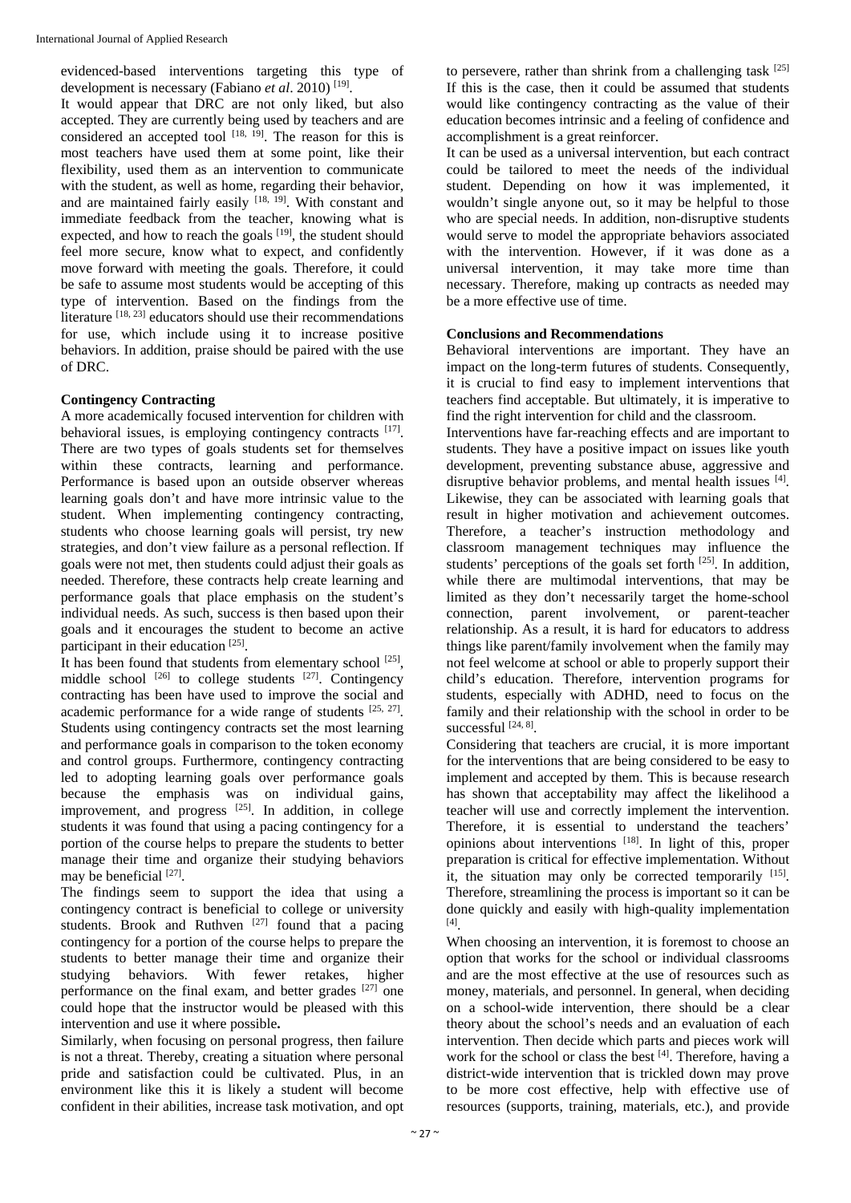evidenced-based interventions targeting this type of development is necessary (Fabiano *et al*. 2010) [19].

It would appear that DRC are not only liked, but also accepted. They are currently being used by teachers and are considered an accepted tool [18, 19]. The reason for this is most teachers have used them at some point, like their flexibility, used them as an intervention to communicate with the student, as well as home, regarding their behavior, and are maintained fairly easily [18, 19]. With constant and immediate feedback from the teacher, knowing what is expected, and how to reach the goals [19], the student should feel more secure, know what to expect, and confidently move forward with meeting the goals. Therefore, it could be safe to assume most students would be accepting of this type of intervention. Based on the findings from the literature [18, 23] educators should use their recommendations for use, which include using it to increase positive behaviors. In addition, praise should be paired with the use of DRC.

**Contingency Contracting**

A more academically focused intervention for children with behavioral issues, is employing contingency contracts [17]. There are two types of goals students set for themselves within these contracts, learning and performance. Performance is based upon an outside observer whereas learning goals don't and have more intrinsic value to the student. When implementing contingency contracting, students who choose learning goals will persist, try new strategies, and don't view failure as a personal reflection. If goals were not met, then students could adjust their goals as needed. Therefore, these contracts help create learning and performance goals that place emphasis on the student's individual needs. As such, success is then based upon their goals and it encourages the student to become an active participant in their education [25].

It has been found that students from elementary school [25], middle school [26] to college students [27]. Contingency contracting has been have used to improve the social and academic performance for a wide range of students [25, 27]. Students using contingency contracts set the most learning and performance goals in comparison to the token economy and control groups. Furthermore, contingency contracting led to adopting learning goals over performance goals because the emphasis was on individual gains, improvement, and progress [25]. In addition, in college students it was found that using a pacing contingency for a portion of the course helps to prepare the students to better manage their time and organize their studying behaviors may be beneficial [27].

The findings seem to support the idea that using a contingency contract is beneficial to college or university students. Brook and Ruthven [27] found that a pacing contingency for a portion of the course helps to prepare the students to better manage their time and organize their studying behaviors. With fewer retakes, higher performance on the final exam, and better grades [27] one could hope that the instructor would be pleased with this intervention and use it where possible**.**

Similarly, when focusing on personal progress, then failure is not a threat. Thereby, creating a situation where personal pride and satisfaction could be cultivated. Plus, in an environment like this it is likely a student will become confident in their abilities, increase task motivation, and opt to persevere, rather than shrink from a challenging task [25] If this is the case, then it could be assumed that students would like contingency contracting as the value of their education becomes intrinsic and a feeling of confidence and accomplishment is a great reinforcer.

It can be used as a universal intervention, but each contract could be tailored to meet the needs of the individual student. Depending on how it was implemented, it wouldn't single anyone out, so it may be helpful to those who are special needs. In addition, non-disruptive students would serve to model the appropriate behaviors associated with the intervention. However, if it was done as a universal intervention, it may take more time than necessary. Therefore, making up contracts as needed may be a more effective use of time.

**Conclusions and Recommendations**

Behavioral interventions are important. They have an impact on the long-term futures of students. Consequently, it is crucial to find easy to implement interventions that teachers find acceptable. But ultimately, it is imperative to find the right intervention for child and the classroom.

Interventions have far-reaching effects and are important to students. They have a positive impact on issues like youth development, preventing substance abuse, aggressive and disruptive behavior problems, and mental health issues [4]. Likewise, they can be associated with learning goals that result in higher motivation and achievement outcomes. Therefore, a teacher's instruction methodology and classroom management techniques may influence the students' perceptions of the goals set forth [25]. In addition, while there are multimodal interventions, that may be limited as they don't necessarily target the home-school connection, parent involvement, or parent-teacher relationship. As a result, it is hard for educators to address things like parent/family involvement when the family may not feel welcome at school or able to properly support their child's education. Therefore, intervention programs for students, especially with ADHD, need to focus on the family and their relationship with the school in order to be successful [24, 8].

Considering that teachers are crucial, it is more important for the interventions that are being considered to be easy to implement and accepted by them. This is because research has shown that acceptability may affect the likelihood a teacher will use and correctly implement the intervention. Therefore, it is essential to understand the teachers' opinions about interventions [18]. In light of this, proper preparation is critical for effective implementation. Without it, the situation may only be corrected temporarily [15]. Therefore, streamlining the process is important so it can be done quickly and easily with high-quality implementation [4].

When choosing an intervention, it is foremost to choose an option that works for the school or individual classrooms and are the most effective at the use of resources such as money, materials, and personnel. In general, when deciding on a school-wide intervention, there should be a clear theory about the school's needs and an evaluation of each intervention. Then decide which parts and pieces work will work for the school or class the best [4]. Therefore, having a district-wide intervention that is trickled down may prove to be more cost effective, help with effective use of resources (supports, training, materials, etc.), and provide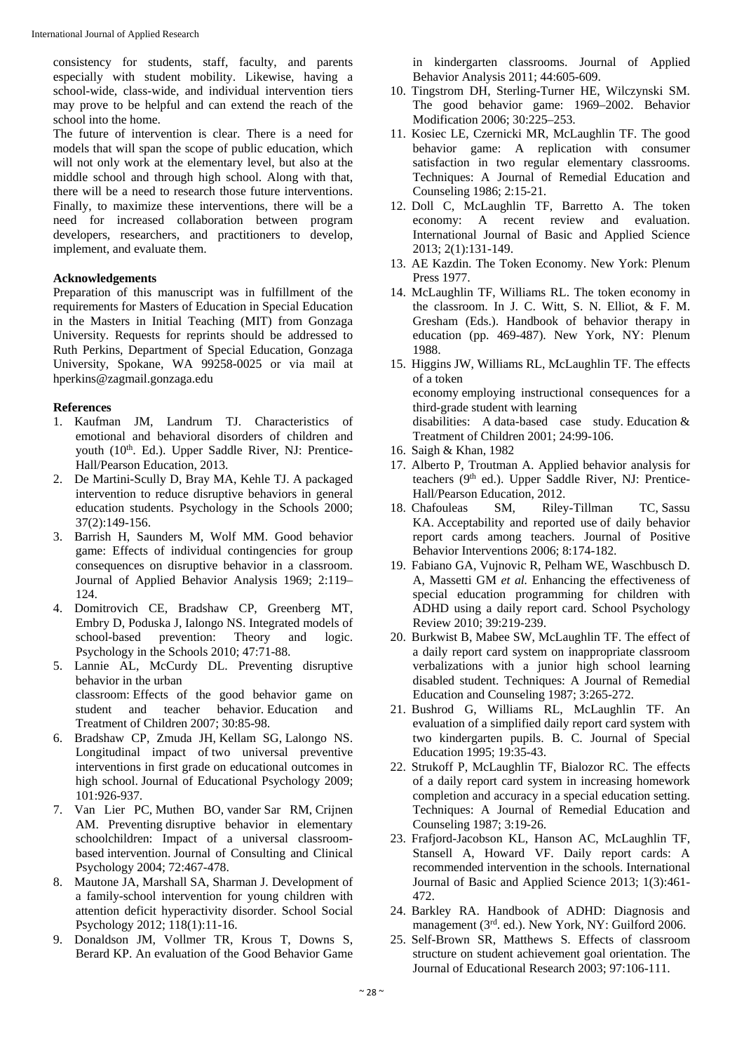consistency for students, staff, faculty, and parents especially with student mobility. Likewise, having a school-wide, class-wide, and individual intervention tiers may prove to be helpful and can extend the reach of the school into the home.

The future of intervention is clear. There is a need for models that will span the scope of public education, which will not only work at the elementary level, but also at the middle school and through high school. Along with that, there will be a need to research those future interventions. Finally, to maximize these interventions, there will be a need for increased collaboration between program developers, researchers, and practitioners to develop, implement, and evaluate them.

## Acknowledgements

Preparation of this manuscript was in fulfillment of the requirements for Masters of Education in Special Education in the Masters in Initial Teaching (MIT) from Gonzaga University. Requests for reprints should be addressed to Ruth Perkins, Department of Special Education, Gonzaga University, Spokane, WA 99258-0025 or via mail at hperkins@zagmail.gonzaga.edu

## References

1. Kaufman JM, Landrum TJ. Characteristics of emotional and behavioral disorders of children and youth (10th. Ed.). Upper Saddle River, NJ: Prentice-Hall/Pearson Education, 2013.
2. De Martini-Scully D, Bray MA, Kehle TJ. A packaged intervention to reduce disruptive behaviors in general education students. Psychology in the Schools 2000; 37(2):149-156.
3. Barrish H, Saunders M, Wolf MM. Good behavior game: Effects of individual contingencies for group consequences on disruptive behavior in a classroom. Journal of Applied Behavior Analysis 1969; 2:119–124.
4. Domitrovich CE, Bradshaw CP, Greenberg MT, Embry D, Poduska J, Ialongo NS. Integrated models of school-based prevention: Theory and logic. Psychology in the Schools 2010; 47:71-88.
5. Lannie AL, McCurdy DL. Preventing disruptive behavior in the urban classroom: Effects of the good behavior game on student and teacher behavior. Education and Treatment of Children 2007; 30:85-98.
6. Bradshaw CP, Zmuda JH, Kellam SG, Lalongo NS. Longitudinal impact of two universal preventive interventions in first grade on educational outcomes in high school. Journal of Educational Psychology 2009; 101:926-937.
7. Van Lier PC, Muthen BO, vander Sar RM, Crijnen AM. Preventing disruptive behavior in elementary schoolchildren: Impact of a universal classroom-based intervention. Journal of Consulting and Clinical Psychology 2004; 72:467-478.
8. Mautone JA, Marshall SA, Sharman J. Development of a family-school intervention for young children with attention deficit hyperactivity disorder. School Social Psychology 2012; 118(1):11-16.
9. Donaldson JM, Vollmer TR, Krous T, Downs S, Berard KP. An evaluation of the Good Behavior Game in kindergarten classrooms. Journal of Applied Behavior Analysis 2011; 44:605-609.
10. Tingstrom DH, Sterling-Turner HE, Wilczynski SM. The good behavior game: 1969–2002. Behavior Modification 2006; 30:225–253.
11. Kosiec LE, Czernicki MR, McLaughlin TF. The good behavior game: A replication with consumer satisfaction in two regular elementary classrooms. Techniques: A Journal of Remedial Education and Counseling 1986; 2:15-21.
12. Doll C, McLaughlin TF, Barretto A. The token economy: A recent review and evaluation. International Journal of Basic and Applied Science 2013; 2(1):131-149.
13. AE Kazdin. The Token Economy. New York: Plenum Press 1977.
14. McLaughlin TF, Williams RL. The token economy in the classroom. In J. C. Witt, S. N. Elliot, & F. M. Gresham (Eds.). Handbook of behavior therapy in education (pp. 469-487). New York, NY: Plenum 1988.
15. Higgins JW, Williams RL, McLaughlin TF. The effects of a token economy employing instructional consequences for a third-grade student with learning disabilities: A data-based case study. Education & Treatment of Children 2001; 24:99-106.
16. Saigh & Khan, 1982
17. Alberto P, Troutman A. Applied behavior analysis for teachers (9th ed.). Upper Saddle River, NJ: Prentice-Hall/Pearson Education, 2012.
18. Chafouleas SM, Riley-Tillman TC, Sassu KA. Acceptability and reported use of daily behavior report cards among teachers. Journal of Positive Behavior Interventions 2006; 8:174-182.
19. Fabiano GA, Vujnovic R, Pelham WE, Waschbusch D. A, Massetti GM *et al.* Enhancing the effectiveness of special education programming for children with ADHD using a daily report card. School Psychology Review 2010; 39:219-239.
20. Burkwist B, Mabee SW, McLaughlin TF. The effect of a daily report card system on inappropriate classroom verbalizations with a junior high school learning disabled student. Techniques: A Journal of Remedial Education and Counseling 1987; 3:265-272.
21. Bushrod G, Williams RL, McLaughlin TF. An evaluation of a simplified daily report card system with two kindergarten pupils. B. C. Journal of Special Education 1995; 19:35-43.
22. Strukoff P, McLaughlin TF, Bialozor RC. The effects of a daily report card system in increasing homework completion and accuracy in a special education setting. Techniques: A Journal of Remedial Education and Counseling 1987; 3:19-26.
23. Frafjord-Jacobson KL, Hanson AC, McLaughlin TF, Stansell A, Howard VF. Daily report cards: A recommended intervention in the schools. International Journal of Basic and Applied Science 2013; 1(3):461-472.
24. Barkley RA. Handbook of ADHD: Diagnosis and management (3rd. ed.). New York, NY: Guilford 2006.
25. Self-Brown SR, Matthews S. Effects of classroom structure on student achievement goal orientation. The Journal of Educational Research 2003; 97:106-111.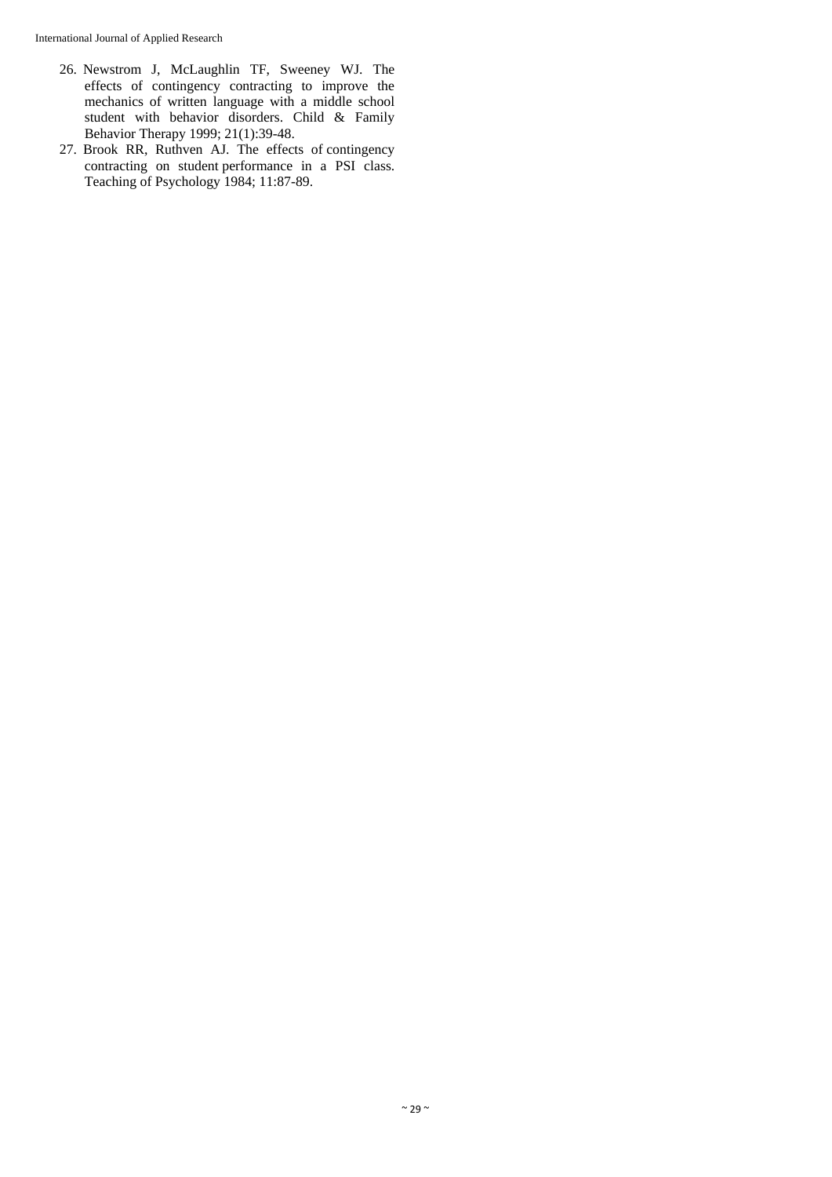26. Newstrom J, McLaughlin TF, Sweeney WJ. The effects of contingency contracting to improve the mechanics of written language with a middle school student with behavior disorders. Child & Family Behavior Therapy 1999; 21(1):39-48.
27. Brook RR, Ruthven AJ. The effects of contingency contracting on student performance in a PSI class. Teaching of Psychology 1984; 11:87-89.